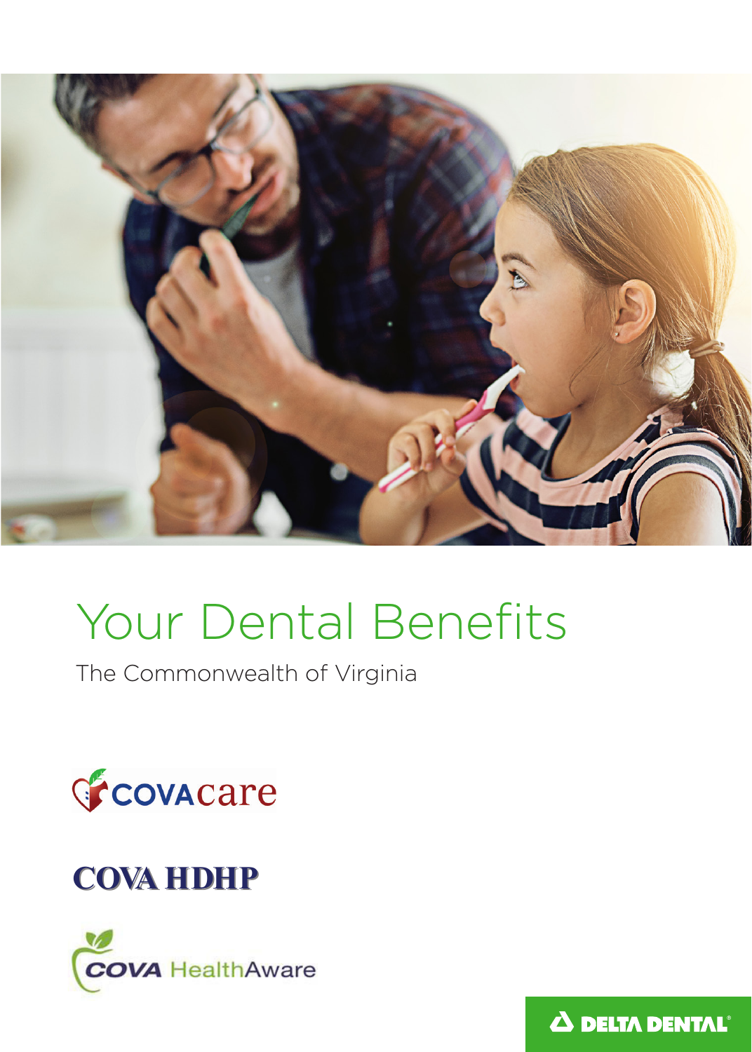# Your Dental Benefits

The Commonwealth of Virginia

COVAcare

COVA HDHP

COVA HealthAware

DELTA DENTAL®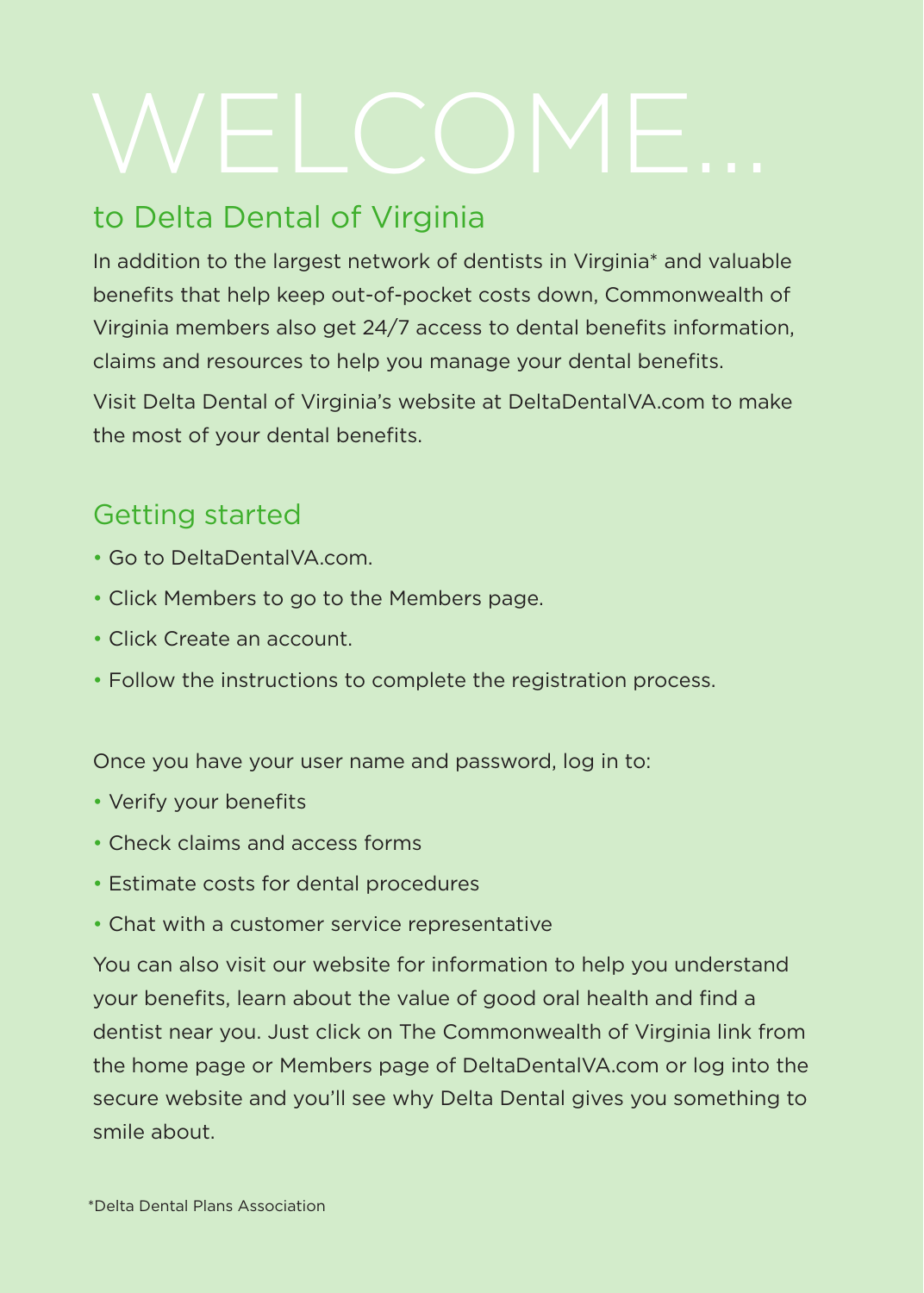# WELCOME...

## to Delta Dental of Virginia

In addition to the largest network of dentists in Virginia* and valuable benefits that help keep out-of-pocket costs down, Commonwealth of Virginia members also get 24/7 access to dental benefits information, claims and resources to help you manage your dental benefits.

Visit Delta Dental of Virginia's website at DeltaDentalVA.com to make the most of your dental benefits.

## Getting started

- Go to DeltaDentalVA.com.
- Click Members to go to the Members page.
- Click Create an account.
- Follow the instructions to complete the registration process.

Once you have your user name and password, log in to:

- Verify your benefits
- Check claims and access forms
- Estimate costs for dental procedures
- Chat with a customer service representative

You can also visit our website for information to help you understand your benefits, learn about the value of good oral health and find a dentist near you. Just click on The Commonwealth of Virginia link from the home page or Members page of DeltaDentalVA.com or log into the secure website and you'll see why Delta Dental gives you something to smile about.

*Delta Dental Plans Association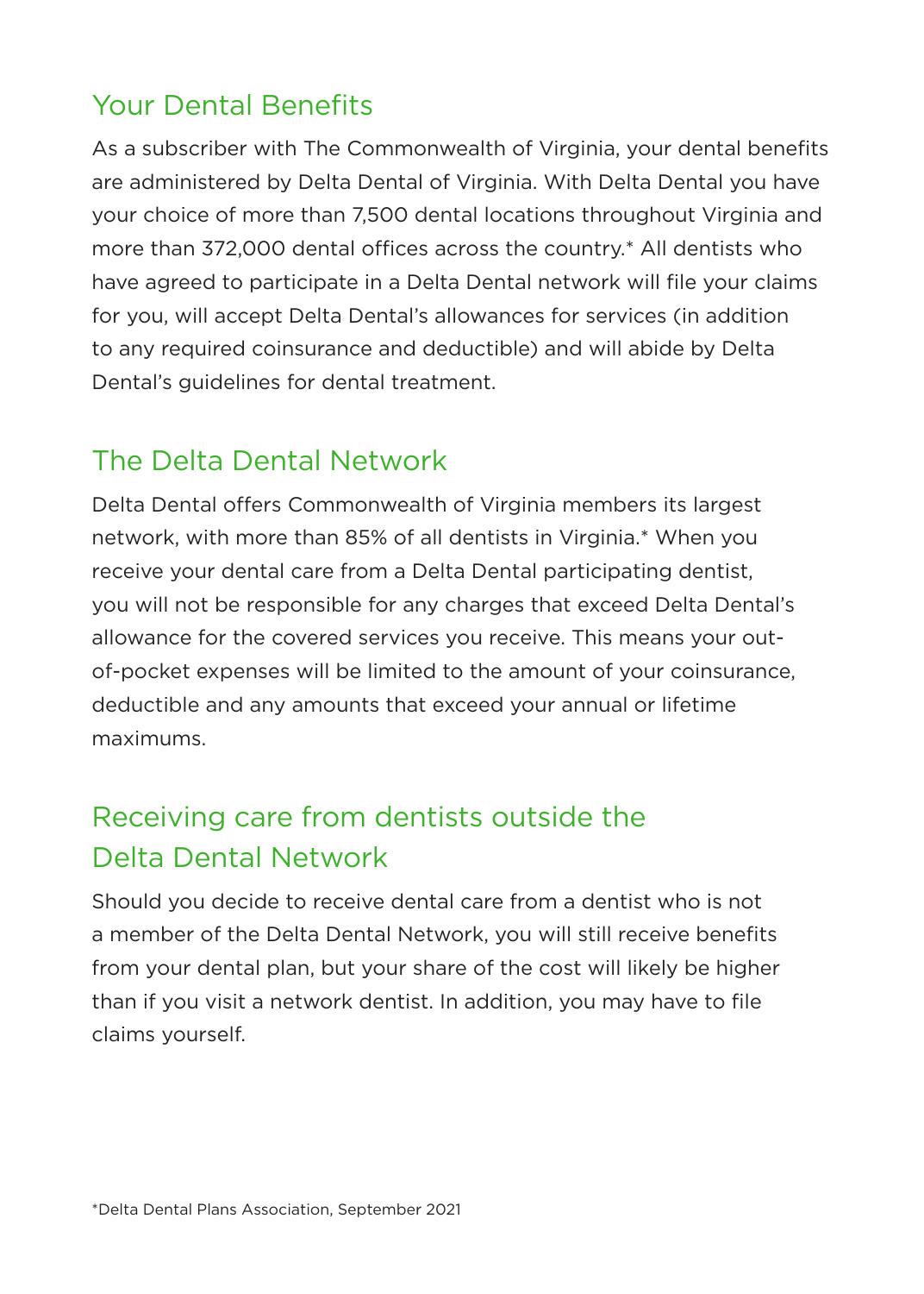## Your Dental Benefits

As a subscriber with The Commonwealth of Virginia, your dental benefits are administered by Delta Dental of Virginia. With Delta Dental you have your choice of more than 7,500 dental locations throughout Virginia and more than 372,000 dental offices across the country.* All dentists who have agreed to participate in a Delta Dental network will file your claims for you, will accept Delta Dental's allowances for services (in addition to any required coinsurance and deductible) and will abide by Delta Dental's guidelines for dental treatment.

## The Delta Dental Network

Delta Dental offers Commonwealth of Virginia members its largest network, with more than 85% of all dentists in Virginia.* When you receive your dental care from a Delta Dental participating dentist, you will not be responsible for any charges that exceed Delta Dental's allowance for the covered services you receive. This means your out-of-pocket expenses will be limited to the amount of your coinsurance, deductible and any amounts that exceed your annual or lifetime maximums.

## Receiving care from dentists outside the Delta Dental Network

Should you decide to receive dental care from a dentist who is not a member of the Delta Dental Network, you will still receive benefits from your dental plan, but your share of the cost will likely be higher than if you visit a network dentist. In addition, you may have to file claims yourself.

*Delta Dental Plans Association, September 2021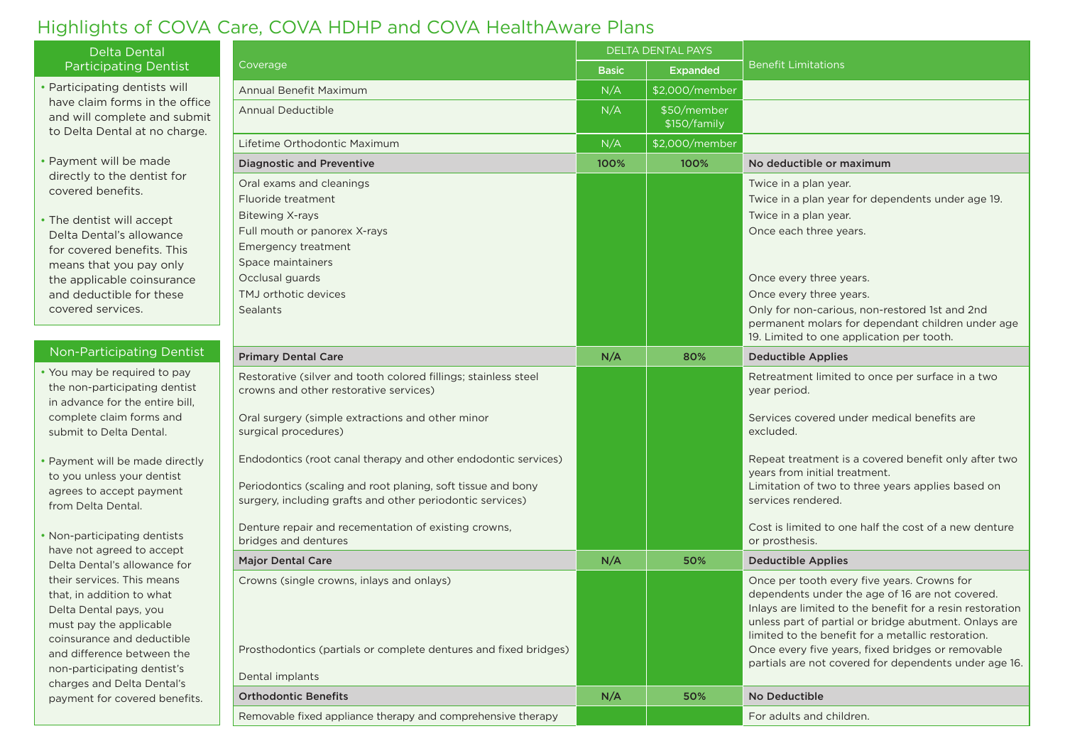# Highlights of COVA Care, COVA HDHP and COVA HealthAware Plans

## Delta Dental Participating Dentist

- Participating dentists will have claim forms in the office and will complete and submit to Delta Dental at no charge.
- Payment will be made directly to the dentist for covered benefits.
- The dentist will accept Delta Dental's allowance for covered benefits. This means that you pay only the applicable coinsurance and deductible for these covered services.

## Non-Participating Dentist

- You may be required to pay the non-participating dentist in advance for the entire bill, complete claim forms and submit to Delta Dental.
- Payment will be made directly to you unless your dentist agrees to accept payment from Delta Dental.
- Non-participating dentists have not agreed to accept Delta Dental's allowance for their services. This means that, in addition to what Delta Dental pays, you must pay the applicable coinsurance and deductible and difference between the non-participating dentist's charges and Delta Dental's payment for covered benefits.

| Coverage | DELTA DENTAL PAYS | | Benefit Limitations |
|---|---|---|---|
| | Basic | Expanded | |
| Annual Benefit Maximum | N/A | $2,000/member | |
| Annual Deductible | N/A | $50/member $150/family | |
| Lifetime Orthodontic Maximum | N/A | $2,000/member | |
| **Diagnostic and Preventive** | **100%** | **100%** | **No deductible or maximum** |
| Oral exams and cleanings | | | Twice in a plan year. |
| Fluoride treatment | | | Twice in a plan year for dependents under age 19. |
| Bitewing X-rays | | | Twice in a plan year. |
| Full mouth or panorex X-rays | | | Once each three years. |
| Emergency treatment | | | |
| Space maintainers | | | |
| Occlusal guards | | | Once every three years. |
| TMJ orthotic devices | | | Once every three years. |
| Sealants | | | Only for non-carious, non-restored 1st and 2nd permanent molars for dependant children under age 19. Limited to one application per tooth. |
| **Primary Dental Care** | **N/A** | **80%** | **Deductible Applies** |
| Restorative (silver and tooth colored fillings; stainless steel crowns and other restorative services) | | | Retreatment limited to once per surface in a two year period. |
| Oral surgery (simple extractions and other minor surgical procedures) | | | Services covered under medical benefits are excluded. |
| Endodontics (root canal therapy and other endodontic services) | | | Repeat treatment is a covered benefit only after two years from initial treatment. |
| Periodontics (scaling and root planing, soft tissue and bony surgery, including grafts and other periodontic services) | | | Limitation of two to three years applies based on services rendered. |
| Denture repair and recementation of existing crowns, bridges and dentures | | | Cost is limited to one half the cost of a new denture or prosthesis. |
| **Major Dental Care** | **N/A** | **50%** | **Deductible Applies** |
| Crowns (single crowns, inlays and onlays) | | | Once per tooth every five years. Crowns for dependents under the age of 16 are not covered. Inlays are limited to the benefit for a resin restoration unless part of partial or bridge abutment. Onlays are limited to the benefit for a metallic restoration. |
| Prosthodontics (partials or complete dentures and fixed bridges) | | | Once every five years, fixed bridges or removable partials are not covered for dependents under age 16. |
| Dental implants | | | |
| **Orthodontic Benefits** | **N/A** | **50%** | **No Deductible** |
| Removable fixed appliance therapy and comprehensive therapy | | | For adults and children. |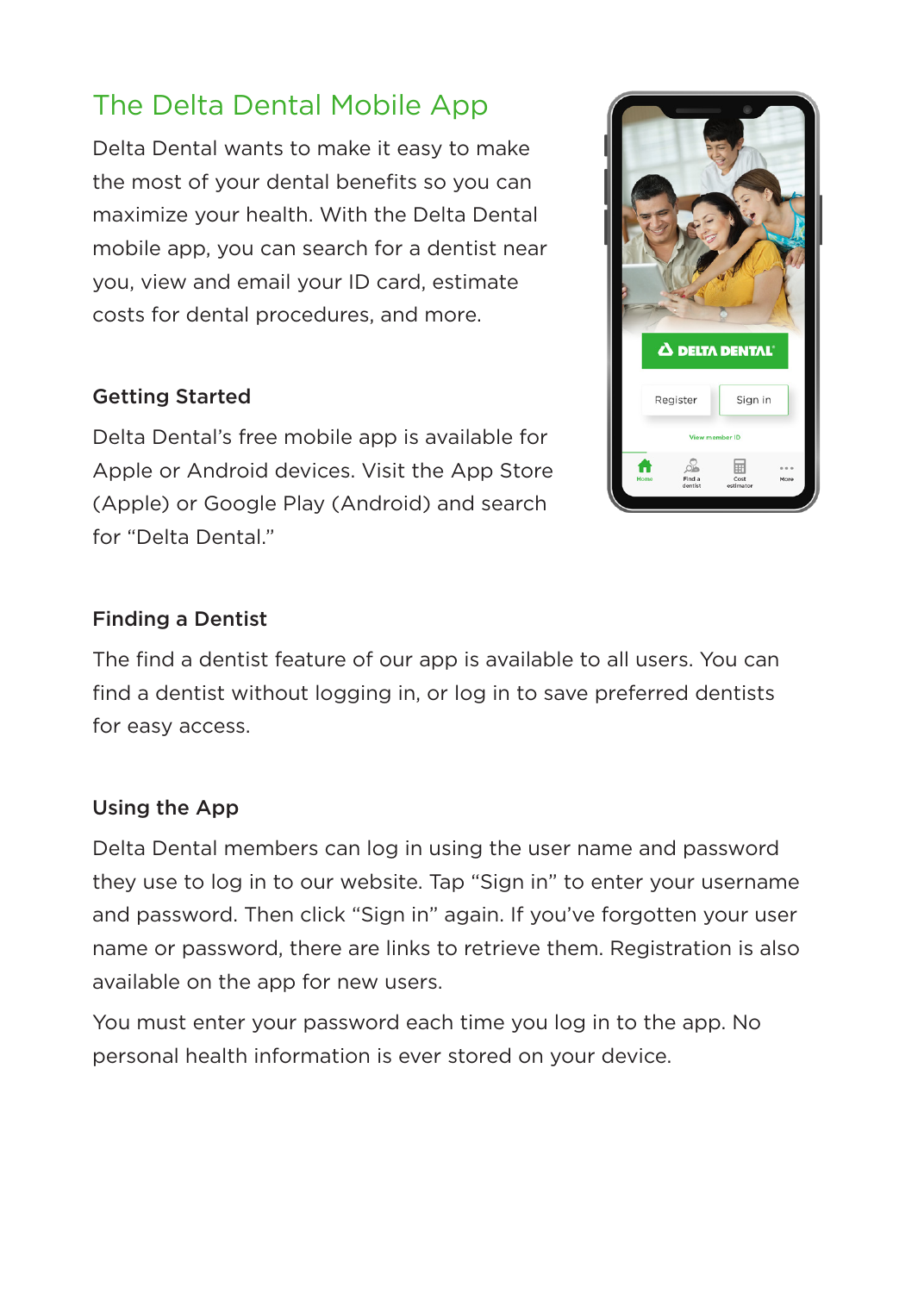# The Delta Dental Mobile App

Delta Dental wants to make it easy to make the most of your dental benefits so you can maximize your health. With the Delta Dental mobile app, you can search for a dentist near you, view and email your ID card, estimate costs for dental procedures, and more.

## Getting Started

Delta Dental's free mobile app is available for Apple or Android devices. Visit the App Store (Apple) or Google Play (Android) and search for "Delta Dental."

## Finding a Dentist

The find a dentist feature of our app is available to all users. You can find a dentist without logging in, or log in to save preferred dentists for easy access.

## Using the App

Delta Dental members can log in using the user name and password they use to log in to our website. Tap "Sign in" to enter your username and password. Then click "Sign in" again. If you've forgotten your user name or password, there are links to retrieve them. Registration is also available on the app for new users.

You must enter your password each time you log in to the app. No personal health information is ever stored on your device.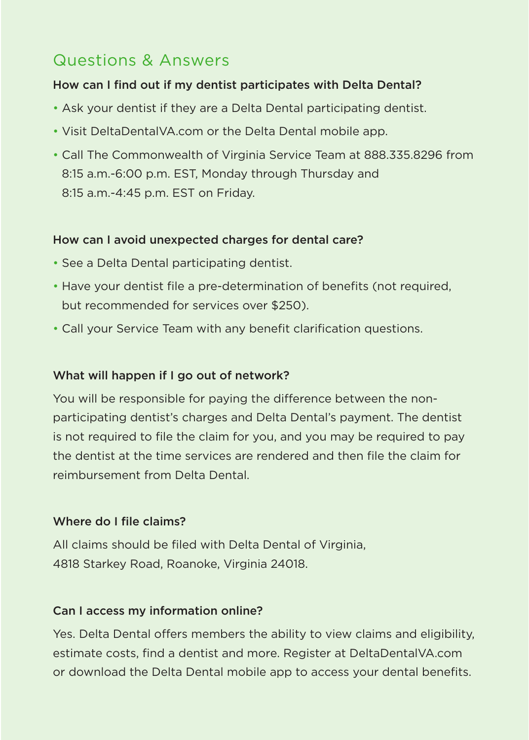## Questions & Answers

**How can I find out if my dentist participates with Delta Dental?**

- Ask your dentist if they are a Delta Dental participating dentist.
- Visit DeltaDentalVA.com or the Delta Dental mobile app.
- Call The Commonwealth of Virginia Service Team at 888.335.8296 from 8:15 a.m.-6:00 p.m. EST, Monday through Thursday and 8:15 a.m.-4:45 p.m. EST on Friday.

**How can I avoid unexpected charges for dental care?**

- See a Delta Dental participating dentist.
- Have your dentist file a pre-determination of benefits (not required, but recommended for services over $250).
- Call your Service Team with any benefit clarification questions.

**What will happen if I go out of network?**

You will be responsible for paying the difference between the non-participating dentist's charges and Delta Dental's payment. The dentist is not required to file the claim for you, and you may be required to pay the dentist at the time services are rendered and then file the claim for reimbursement from Delta Dental.

**Where do I file claims?**

All claims should be filed with Delta Dental of Virginia, 4818 Starkey Road, Roanoke, Virginia 24018.

**Can I access my information online?**

Yes. Delta Dental offers members the ability to view claims and eligibility, estimate costs, find a dentist and more. Register at DeltaDentalVA.com or download the Delta Dental mobile app to access your dental benefits.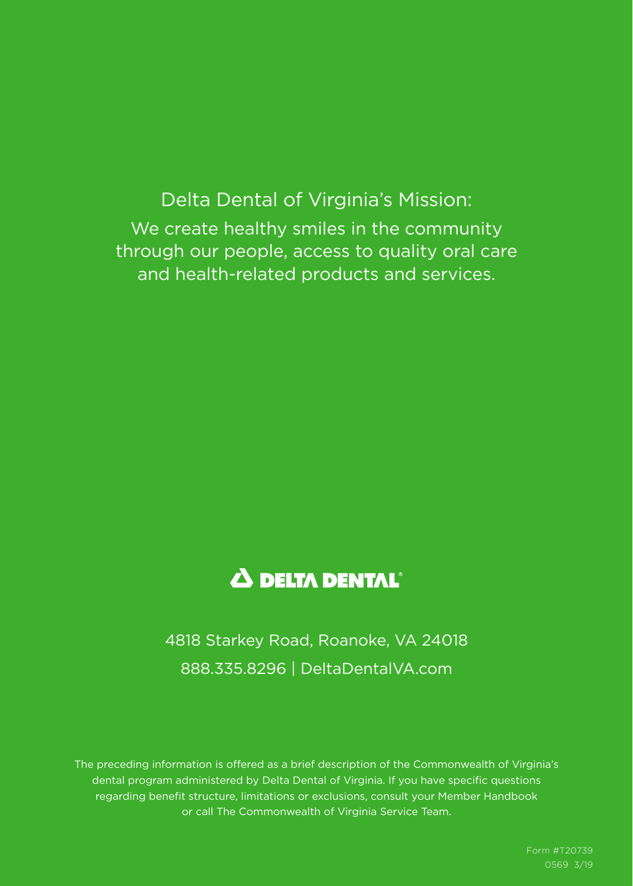Delta Dental of Virginia's Mission:

We create healthy smiles in the community through our people, access to quality oral care and health-related products and services.

DELTA DENTAL®

4818 Starkey Road, Roanoke, VA 24018

888.335.8296 | DeltaDentalVA.com

The preceding information is offered as a brief description of the Commonwealth of Virginia's dental program administered by Delta Dental of Virginia. If you have specific questions regarding benefit structure, limitations or exclusions, consult your Member Handbook or call The Commonwealth of Virginia Service Team.

Form #T20739
0569 3/19